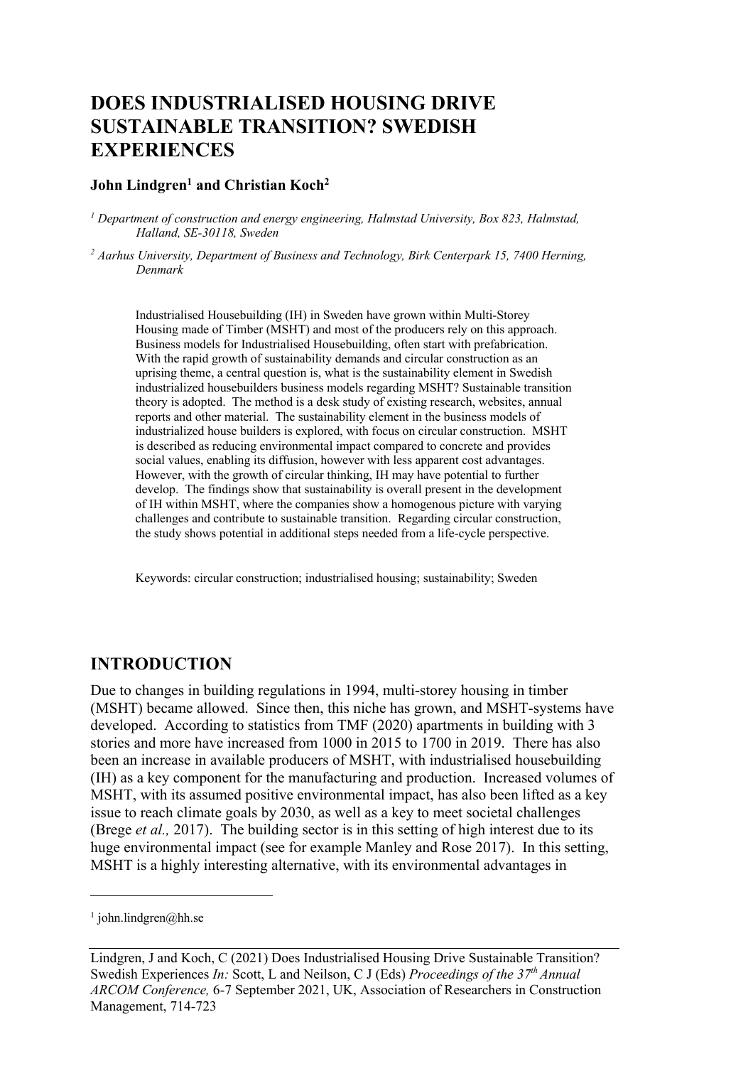# DOES INDUSTRIALISED HOUSING DRIVE SUSTAINABLE TRANSITION? SWEDISH EXPERIENCES

**John Lindgren[1] and Christian Koch[2]**

[1] *Department of construction and energy engineering, Halmstad University, Box 823, Halmstad, Halland, SE-30118, Sweden*

[2] *Aarhus University, Department of Business and Technology, Birk Centerpark 15, 7400 Herning, Denmark*

Industrialised Housebuilding (IH) in Sweden have grown within Multi-Storey Housing made of Timber (MSHT) and most of the producers rely on this approach. Business models for Industrialised Housebuilding, often start with prefabrication. With the rapid growth of sustainability demands and circular construction as an uprising theme, a central question is, what is the sustainability element in Swedish industrialized housebuilders business models regarding MSHT? Sustainable transition theory is adopted. The method is a desk study of existing research, websites, annual reports and other material. The sustainability element in the business models of industrialized house builders is explored, with focus on circular construction. MSHT is described as reducing environmental impact compared to concrete and provides social values, enabling its diffusion, however with less apparent cost advantages. However, with the growth of circular thinking, IH may have potential to further develop. The findings show that sustainability is overall present in the development of IH within MSHT, where the companies show a homogenous picture with varying challenges and contribute to sustainable transition. Regarding circular construction, the study shows potential in additional steps needed from a life-cycle perspective.

Keywords: circular construction; industrialised housing; sustainability; Sweden

## INTRODUCTION

Due to changes in building regulations in 1994, multi-storey housing in timber (MSHT) became allowed. Since then, this niche has grown, and MSHT-systems have developed. According to statistics from TMF (2020) apartments in building with 3 stories and more have increased from 1000 in 2015 to 1700 in 2019. There has also been an increase in available producers of MSHT, with industrialised housebuilding (IH) as a key component for the manufacturing and production. Increased volumes of MSHT, with its assumed positive environmental impact, has also been lifted as a key issue to reach climate goals by 2030, as well as a key to meet societal challenges (Brege *et al.,* 2017). The building sector is in this setting of high interest due to its huge environmental impact (see for example Manley and Rose 2017). In this setting, MSHT is a highly interesting alternative, with its environmental advantages in

---

[1] john.lindgren@hh.se

Lindgren, J and Koch, C (2021) Does Industrialised Housing Drive Sustainable Transition? Swedish Experiences *In:* Scott, L and Neilson, C J (Eds) *Proceedings of the 37th Annual ARCOM Conference,* 6-7 September 2021, UK, Association of Researchers in Construction Management, 714-723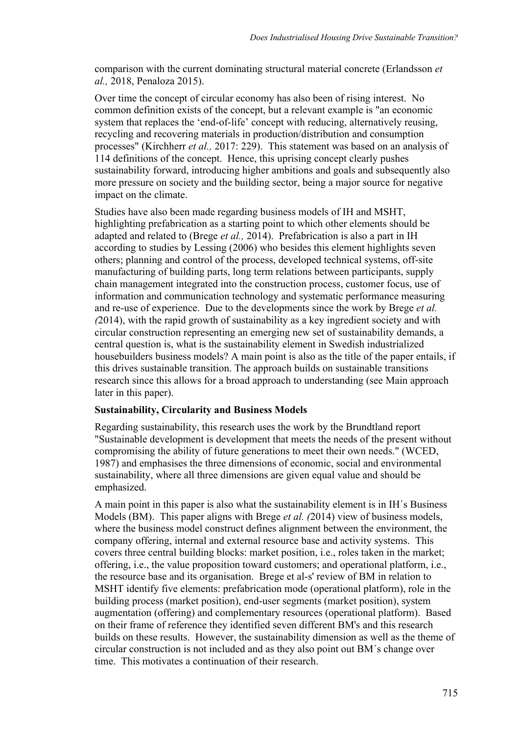comparison with the current dominating structural material concrete (Erlandsson *et al.,* 2018, Penaloza 2015).

Over time the concept of circular economy has also been of rising interest. No common definition exists of the concept, but a relevant example is "an economic system that replaces the 'end-of-life' concept with reducing, alternatively reusing, recycling and recovering materials in production/distribution and consumption processes" (Kirchherr *et al.,* 2017: 229). This statement was based on an analysis of 114 definitions of the concept. Hence, this uprising concept clearly pushes sustainability forward, introducing higher ambitions and goals and subsequently also more pressure on society and the building sector, being a major source for negative impact on the climate.

Studies have also been made regarding business models of IH and MSHT, highlighting prefabrication as a starting point to which other elements should be adapted and related to (Brege *et al.,* 2014). Prefabrication is also a part in IH according to studies by Lessing (2006) who besides this element highlights seven others; planning and control of the process, developed technical systems, off-site manufacturing of building parts, long term relations between participants, supply chain management integrated into the construction process, customer focus, use of information and communication technology and systematic performance measuring and re-use of experience. Due to the developments since the work by Brege *et al. (*2014), with the rapid growth of sustainability as a key ingredient society and with circular construction representing an emerging new set of sustainability demands, a central question is, what is the sustainability element in Swedish industrialized housebuilders business models? A main point is also as the title of the paper entails, if this drives sustainable transition. The approach builds on sustainable transitions research since this allows for a broad approach to understanding (see Main approach later in this paper).

**Sustainability, Circularity and Business Models**

Regarding sustainability, this research uses the work by the Brundtland report "Sustainable development is development that meets the needs of the present without compromising the ability of future generations to meet their own needs." (WCED, 1987) and emphasises the three dimensions of economic, social and environmental sustainability, where all three dimensions are given equal value and should be emphasized.

A main point in this paper is also what the sustainability element is in IH´s Business Models (BM). This paper aligns with Brege *et al. (*2014) view of business models, where the business model construct defines alignment between the environment, the company offering, internal and external resource base and activity systems. This covers three central building blocks: market position, i.e., roles taken in the market; offering, i.e., the value proposition toward customers; and operational platform, i.e., the resource base and its organisation. Brege et al-s' review of BM in relation to MSHT identify five elements: prefabrication mode (operational platform), role in the building process (market position), end-user segments (market position), system augmentation (offering) and complementary resources (operational platform). Based on their frame of reference they identified seven different BM's and this research builds on these results. However, the sustainability dimension as well as the theme of circular construction is not included and as they also point out BM´s change over time. This motivates a continuation of their research.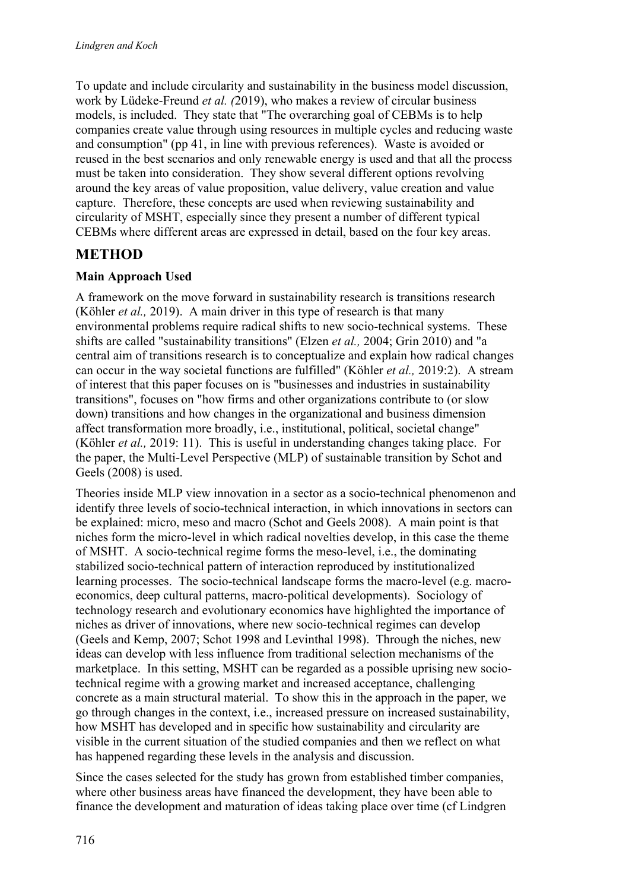To update and include circularity and sustainability in the business model discussion, work by Lüdeke-Freund *et al. (*2019), who makes a review of circular business models, is included. They state that "The overarching goal of CEBMs is to help companies create value through using resources in multiple cycles and reducing waste and consumption" (pp 41, in line with previous references). Waste is avoided or reused in the best scenarios and only renewable energy is used and that all the process must be taken into consideration. They show several different options revolving around the key areas of value proposition, value delivery, value creation and value capture. Therefore, these concepts are used when reviewing sustainability and circularity of MSHT, especially since they present a number of different typical CEBMs where different areas are expressed in detail, based on the four key areas.

## METHOD

### Main Approach Used

A framework on the move forward in sustainability research is transitions research (Köhler *et al.,* 2019). A main driver in this type of research is that many environmental problems require radical shifts to new socio-technical systems. These shifts are called "sustainability transitions" (Elzen *et al.,* 2004; Grin 2010) and "a central aim of transitions research is to conceptualize and explain how radical changes can occur in the way societal functions are fulfilled" (Köhler *et al.,* 2019:2). A stream of interest that this paper focuses on is "businesses and industries in sustainability transitions", focuses on "how firms and other organizations contribute to (or slow down) transitions and how changes in the organizational and business dimension affect transformation more broadly, i.e., institutional, political, societal change" (Köhler *et al.,* 2019: 11). This is useful in understanding changes taking place. For the paper, the Multi-Level Perspective (MLP) of sustainable transition by Schot and Geels (2008) is used.

Theories inside MLP view innovation in a sector as a socio-technical phenomenon and identify three levels of socio-technical interaction, in which innovations in sectors can be explained: micro, meso and macro (Schot and Geels 2008). A main point is that niches form the micro-level in which radical novelties develop, in this case the theme of MSHT. A socio-technical regime forms the meso-level, i.e., the dominating stabilized socio-technical pattern of interaction reproduced by institutionalized learning processes. The socio-technical landscape forms the macro-level (e.g. macro-economics, deep cultural patterns, macro-political developments). Sociology of technology research and evolutionary economics have highlighted the importance of niches as driver of innovations, where new socio-technical regimes can develop (Geels and Kemp, 2007; Schot 1998 and Levinthal 1998). Through the niches, new ideas can develop with less influence from traditional selection mechanisms of the marketplace. In this setting, MSHT can be regarded as a possible uprising new socio-technical regime with a growing market and increased acceptance, challenging concrete as a main structural material. To show this in the approach in the paper, we go through changes in the context, i.e., increased pressure on increased sustainability, how MSHT has developed and in specific how sustainability and circularity are visible in the current situation of the studied companies and then we reflect on what has happened regarding these levels in the analysis and discussion.

Since the cases selected for the study has grown from established timber companies, where other business areas have financed the development, they have been able to finance the development and maturation of ideas taking place over time (cf Lindgren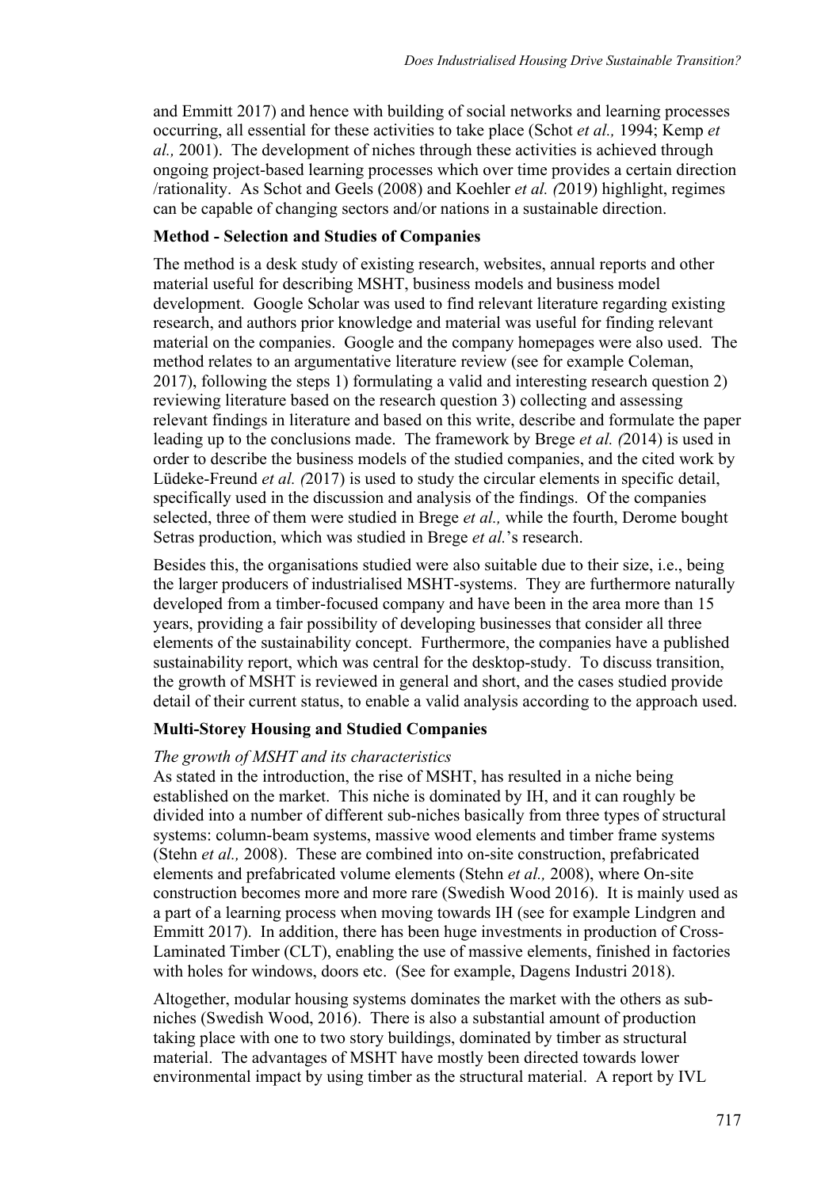and Emmitt 2017) and hence with building of social networks and learning processes occurring, all essential for these activities to take place (Schot *et al.,* 1994; Kemp *et al.,* 2001). The development of niches through these activities is achieved through ongoing project-based learning processes which over time provides a certain direction /rationality. As Schot and Geels (2008) and Koehler *et al. (*2019) highlight, regimes can be capable of changing sectors and/or nations in a sustainable direction.

## Method - Selection and Studies of Companies

The method is a desk study of existing research, websites, annual reports and other material useful for describing MSHT, business models and business model development. Google Scholar was used to find relevant literature regarding existing research, and authors prior knowledge and material was useful for finding relevant material on the companies. Google and the company homepages were also used. The method relates to an argumentative literature review (see for example Coleman, 2017), following the steps 1) formulating a valid and interesting research question 2) reviewing literature based on the research question 3) collecting and assessing relevant findings in literature and based on this write, describe and formulate the paper leading up to the conclusions made. The framework by Brege *et al. (*2014) is used in order to describe the business models of the studied companies, and the cited work by Lüdeke-Freund *et al. (*2017) is used to study the circular elements in specific detail, specifically used in the discussion and analysis of the findings. Of the companies selected, three of them were studied in Brege *et al.,* while the fourth, Derome bought Setras production, which was studied in Brege *et al.*'s research.

Besides this, the organisations studied were also suitable due to their size, i.e., being the larger producers of industrialised MSHT-systems. They are furthermore naturally developed from a timber-focused company and have been in the area more than 15 years, providing a fair possibility of developing businesses that consider all three elements of the sustainability concept. Furthermore, the companies have a published sustainability report, which was central for the desktop-study. To discuss transition, the growth of MSHT is reviewed in general and short, and the cases studied provide detail of their current status, to enable a valid analysis according to the approach used.

## Multi-Storey Housing and Studied Companies

### *The growth of MSHT and its characteristics*

As stated in the introduction, the rise of MSHT, has resulted in a niche being established on the market. This niche is dominated by IH, and it can roughly be divided into a number of different sub-niches basically from three types of structural systems: column-beam systems, massive wood elements and timber frame systems (Stehn *et al.,* 2008). These are combined into on-site construction, prefabricated elements and prefabricated volume elements (Stehn *et al.,* 2008), where On-site construction becomes more and more rare (Swedish Wood 2016). It is mainly used as a part of a learning process when moving towards IH (see for example Lindgren and Emmitt 2017). In addition, there has been huge investments in production of Cross-Laminated Timber (CLT), enabling the use of massive elements, finished in factories with holes for windows, doors etc. (See for example, Dagens Industri 2018).

Altogether, modular housing systems dominates the market with the others as sub-niches (Swedish Wood, 2016). There is also a substantial amount of production taking place with one to two story buildings, dominated by timber as structural material. The advantages of MSHT have mostly been directed towards lower environmental impact by using timber as the structural material. A report by IVL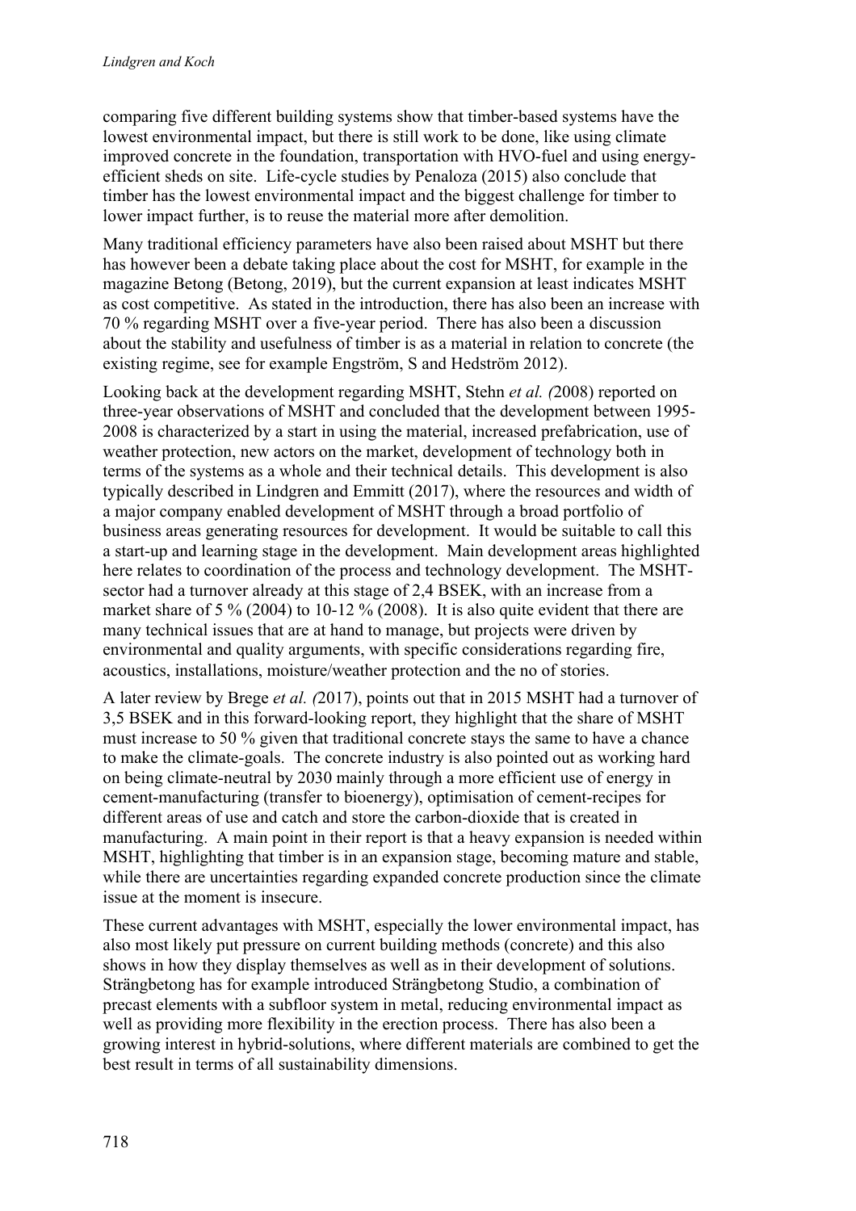comparing five different building systems show that timber-based systems have the lowest environmental impact, but there is still work to be done, like using climate improved concrete in the foundation, transportation with HVO-fuel and using energy-efficient sheds on site. Life-cycle studies by Penaloza (2015) also conclude that timber has the lowest environmental impact and the biggest challenge for timber to lower impact further, is to reuse the material more after demolition.

Many traditional efficiency parameters have also been raised about MSHT but there has however been a debate taking place about the cost for MSHT, for example in the magazine Betong (Betong, 2019), but the current expansion at least indicates MSHT as cost competitive. As stated in the introduction, there has also been an increase with 70 % regarding MSHT over a five-year period. There has also been a discussion about the stability and usefulness of timber is as a material in relation to concrete (the existing regime, see for example Engström, S and Hedström 2012).

Looking back at the development regarding MSHT, Stehn *et al. (*2008) reported on three-year observations of MSHT and concluded that the development between 1995-2008 is characterized by a start in using the material, increased prefabrication, use of weather protection, new actors on the market, development of technology both in terms of the systems as a whole and their technical details. This development is also typically described in Lindgren and Emmitt (2017), where the resources and width of a major company enabled development of MSHT through a broad portfolio of business areas generating resources for development. It would be suitable to call this a start-up and learning stage in the development. Main development areas highlighted here relates to coordination of the process and technology development. The MSHT-sector had a turnover already at this stage of 2,4 BSEK, with an increase from a market share of 5 % (2004) to 10-12 % (2008). It is also quite evident that there are many technical issues that are at hand to manage, but projects were driven by environmental and quality arguments, with specific considerations regarding fire, acoustics, installations, moisture/weather protection and the no of stories.

A later review by Brege *et al. (*2017), points out that in 2015 MSHT had a turnover of 3,5 BSEK and in this forward-looking report, they highlight that the share of MSHT must increase to 50 % given that traditional concrete stays the same to have a chance to make the climate-goals. The concrete industry is also pointed out as working hard on being climate-neutral by 2030 mainly through a more efficient use of energy in cement-manufacturing (transfer to bioenergy), optimisation of cement-recipes for different areas of use and catch and store the carbon-dioxide that is created in manufacturing. A main point in their report is that a heavy expansion is needed within MSHT, highlighting that timber is in an expansion stage, becoming mature and stable, while there are uncertainties regarding expanded concrete production since the climate issue at the moment is insecure.

These current advantages with MSHT, especially the lower environmental impact, has also most likely put pressure on current building methods (concrete) and this also shows in how they display themselves as well as in their development of solutions. Strängbetong has for example introduced Strängbetong Studio, a combination of precast elements with a subfloor system in metal, reducing environmental impact as well as providing more flexibility in the erection process. There has also been a growing interest in hybrid-solutions, where different materials are combined to get the best result in terms of all sustainability dimensions.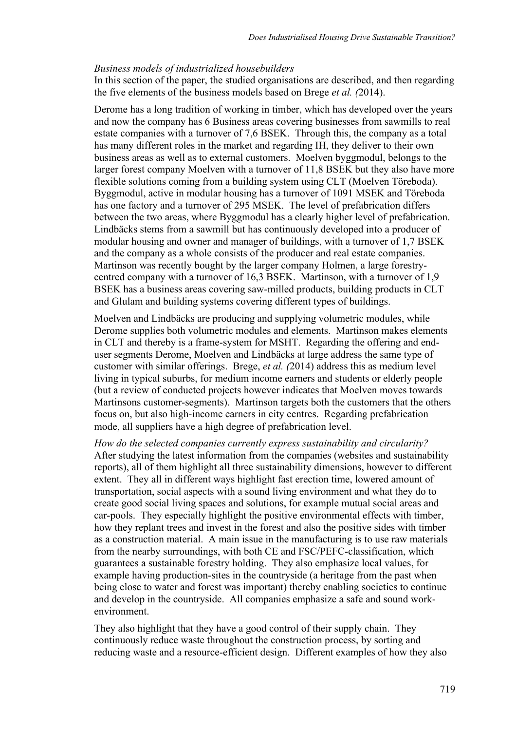*Business models of industrialized housebuilders*

In this section of the paper, the studied organisations are described, and then regarding the five elements of the business models based on Brege *et al. (*2014).

Derome has a long tradition of working in timber, which has developed over the years and now the company has 6 Business areas covering businesses from sawmills to real estate companies with a turnover of 7,6 BSEK. Through this, the company as a total has many different roles in the market and regarding IH, they deliver to their own business areas as well as to external customers. Moelven byggmodul, belongs to the larger forest company Moelven with a turnover of 11,8 BSEK but they also have more flexible solutions coming from a building system using CLT (Moelven Töreboda). Byggmodul, active in modular housing has a turnover of 1091 MSEK and Töreboda has one factory and a turnover of 295 MSEK. The level of prefabrication differs between the two areas, where Byggmodul has a clearly higher level of prefabrication. Lindbäcks stems from a sawmill but has continuously developed into a producer of modular housing and owner and manager of buildings, with a turnover of 1,7 BSEK and the company as a whole consists of the producer and real estate companies. Martinson was recently bought by the larger company Holmen, a large forestry-centred company with a turnover of 16,3 BSEK. Martinson, with a turnover of 1,9 BSEK has a business areas covering saw-milled products, building products in CLT and Glulam and building systems covering different types of buildings.

Moelven and Lindbäcks are producing and supplying volumetric modules, while Derome supplies both volumetric modules and elements. Martinson makes elements in CLT and thereby is a frame-system for MSHT. Regarding the offering and end-user segments Derome, Moelven and Lindbäcks at large address the same type of customer with similar offerings. Brege, *et al. (*2014) address this as medium level living in typical suburbs, for medium income earners and students or elderly people (but a review of conducted projects however indicates that Moelven moves towards Martinsons customer-segments). Martinson targets both the customers that the others focus on, but also high-income earners in city centres. Regarding prefabrication mode, all suppliers have a high degree of prefabrication level.

*How do the selected companies currently express sustainability and circularity?*

After studying the latest information from the companies (websites and sustainability reports), all of them highlight all three sustainability dimensions, however to different extent. They all in different ways highlight fast erection time, lowered amount of transportation, social aspects with a sound living environment and what they do to create good social living spaces and solutions, for example mutual social areas and car-pools. They especially highlight the positive environmental effects with timber, how they replant trees and invest in the forest and also the positive sides with timber as a construction material. A main issue in the manufacturing is to use raw materials from the nearby surroundings, with both CE and FSC/PEFC-classification, which guarantees a sustainable forestry holding. They also emphasize local values, for example having production-sites in the countryside (a heritage from the past when being close to water and forest was important) thereby enabling societies to continue and develop in the countryside. All companies emphasize a safe and sound work-environment.

They also highlight that they have a good control of their supply chain. They continuously reduce waste throughout the construction process, by sorting and reducing waste and a resource-efficient design. Different examples of how they also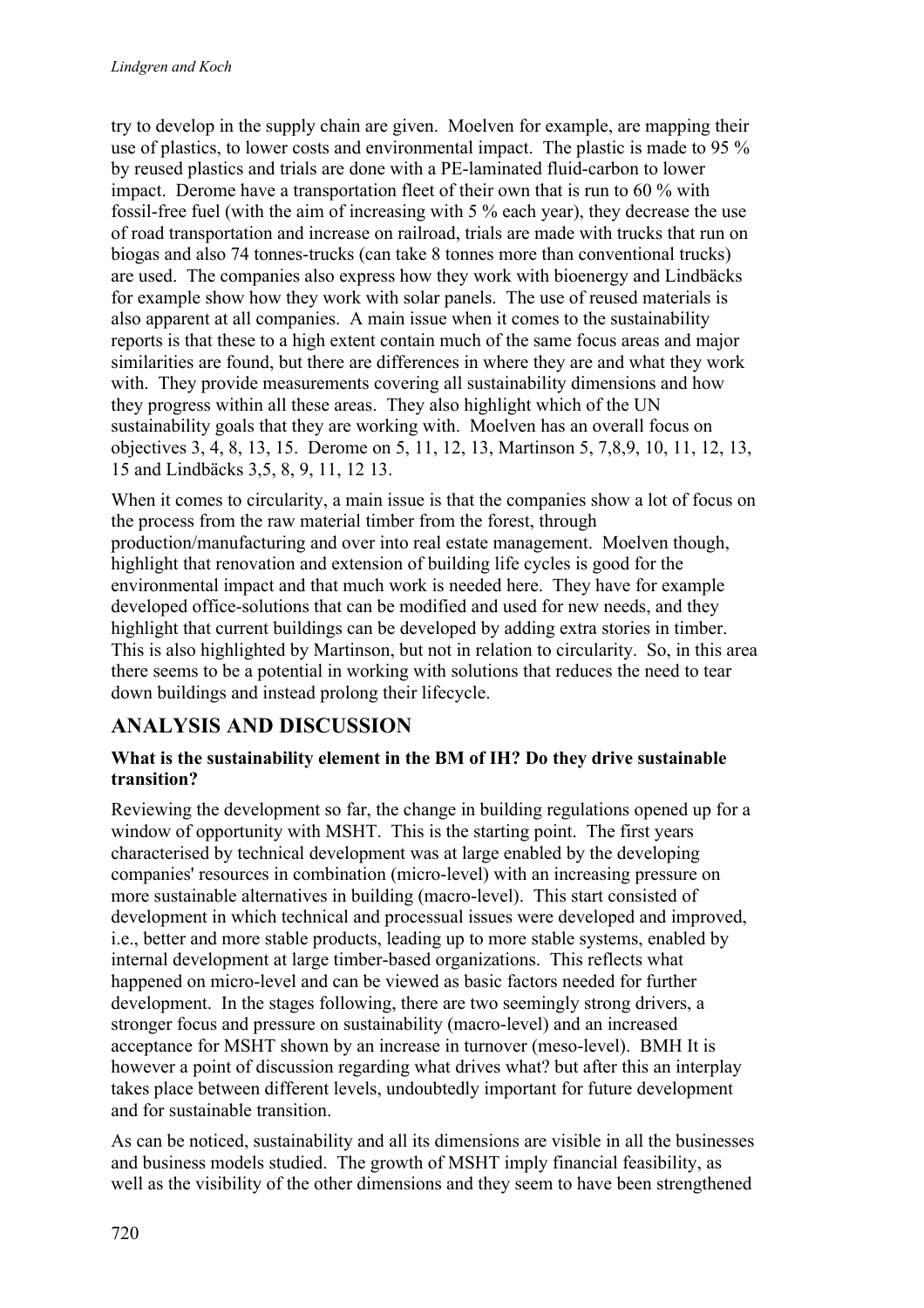try to develop in the supply chain are given. Moelven for example, are mapping their use of plastics, to lower costs and environmental impact. The plastic is made to 95 % by reused plastics and trials are done with a PE-laminated fluid-carbon to lower impact. Derome have a transportation fleet of their own that is run to 60 % with fossil-free fuel (with the aim of increasing with 5 % each year), they decrease the use of road transportation and increase on railroad, trials are made with trucks that run on biogas and also 74 tonnes-trucks (can take 8 tonnes more than conventional trucks) are used. The companies also express how they work with bioenergy and Lindbäcks for example show how they work with solar panels. The use of reused materials is also apparent at all companies. A main issue when it comes to the sustainability reports is that these to a high extent contain much of the same focus areas and major similarities are found, but there are differences in where they are and what they work with. They provide measurements covering all sustainability dimensions and how they progress within all these areas. They also highlight which of the UN sustainability goals that they are working with. Moelven has an overall focus on objectives 3, 4, 8, 13, 15. Derome on 5, 11, 12, 13, Martinson 5, 7,8,9, 10, 11, 12, 13, 15 and Lindbäcks 3,5, 8, 9, 11, 12 13.

When it comes to circularity, a main issue is that the companies show a lot of focus on the process from the raw material timber from the forest, through production/manufacturing and over into real estate management. Moelven though, highlight that renovation and extension of building life cycles is good for the environmental impact and that much work is needed here. They have for example developed office-solutions that can be modified and used for new needs, and they highlight that current buildings can be developed by adding extra stories in timber. This is also highlighted by Martinson, but not in relation to circularity. So, in this area there seems to be a potential in working with solutions that reduces the need to tear down buildings and instead prolong their lifecycle.

## ANALYSIS AND DISCUSSION

### What is the sustainability element in the BM of IH? Do they drive sustainable transition?

Reviewing the development so far, the change in building regulations opened up for a window of opportunity with MSHT. This is the starting point. The first years characterised by technical development was at large enabled by the developing companies' resources in combination (micro-level) with an increasing pressure on more sustainable alternatives in building (macro-level). This start consisted of development in which technical and processual issues were developed and improved, i.e., better and more stable products, leading up to more stable systems, enabled by internal development at large timber-based organizations. This reflects what happened on micro-level and can be viewed as basic factors needed for further development. In the stages following, there are two seemingly strong drivers, a stronger focus and pressure on sustainability (macro-level) and an increased acceptance for MSHT shown by an increase in turnover (meso-level). BMH It is however a point of discussion regarding what drives what? but after this an interplay takes place between different levels, undoubtedly important for future development and for sustainable transition.

As can be noticed, sustainability and all its dimensions are visible in all the businesses and business models studied. The growth of MSHT imply financial feasibility, as well as the visibility of the other dimensions and they seem to have been strengthened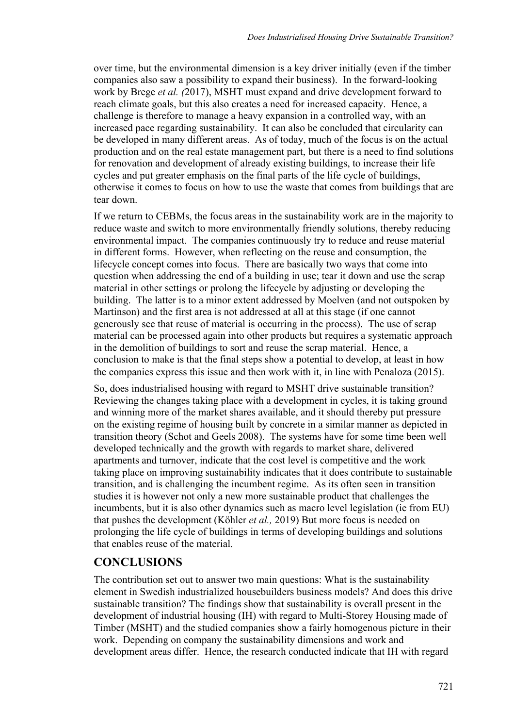over time, but the environmental dimension is a key driver initially (even if the timber companies also saw a possibility to expand their business). In the forward-looking work by Brege *et al. (*2017), MSHT must expand and drive development forward to reach climate goals, but this also creates a need for increased capacity. Hence, a challenge is therefore to manage a heavy expansion in a controlled way, with an increased pace regarding sustainability. It can also be concluded that circularity can be developed in many different areas. As of today, much of the focus is on the actual production and on the real estate management part, but there is a need to find solutions for renovation and development of already existing buildings, to increase their life cycles and put greater emphasis on the final parts of the life cycle of buildings, otherwise it comes to focus on how to use the waste that comes from buildings that are tear down.

If we return to CEBMs, the focus areas in the sustainability work are in the majority to reduce waste and switch to more environmentally friendly solutions, thereby reducing environmental impact. The companies continuously try to reduce and reuse material in different forms. However, when reflecting on the reuse and consumption, the lifecycle concept comes into focus. There are basically two ways that come into question when addressing the end of a building in use; tear it down and use the scrap material in other settings or prolong the lifecycle by adjusting or developing the building. The latter is to a minor extent addressed by Moelven (and not outspoken by Martinson) and the first area is not addressed at all at this stage (if one cannot generously see that reuse of material is occurring in the process). The use of scrap material can be processed again into other products but requires a systematic approach in the demolition of buildings to sort and reuse the scrap material. Hence, a conclusion to make is that the final steps show a potential to develop, at least in how the companies express this issue and then work with it, in line with Penaloza (2015).

So, does industrialised housing with regard to MSHT drive sustainable transition? Reviewing the changes taking place with a development in cycles, it is taking ground and winning more of the market shares available, and it should thereby put pressure on the existing regime of housing built by concrete in a similar manner as depicted in transition theory (Schot and Geels 2008). The systems have for some time been well developed technically and the growth with regards to market share, delivered apartments and turnover, indicate that the cost level is competitive and the work taking place on improving sustainability indicates that it does contribute to sustainable transition, and is challenging the incumbent regime. As its often seen in transition studies it is however not only a new more sustainable product that challenges the incumbents, but it is also other dynamics such as macro level legislation (ie from EU) that pushes the development (Köhler *et al.,* 2019) But more focus is needed on prolonging the life cycle of buildings in terms of developing buildings and solutions that enables reuse of the material.

## CONCLUSIONS

The contribution set out to answer two main questions: What is the sustainability element in Swedish industrialized housebuilders business models? And does this drive sustainable transition? The findings show that sustainability is overall present in the development of industrial housing (IH) with regard to Multi-Storey Housing made of Timber (MSHT) and the studied companies show a fairly homogenous picture in their work. Depending on company the sustainability dimensions and work and development areas differ. Hence, the research conducted indicate that IH with regard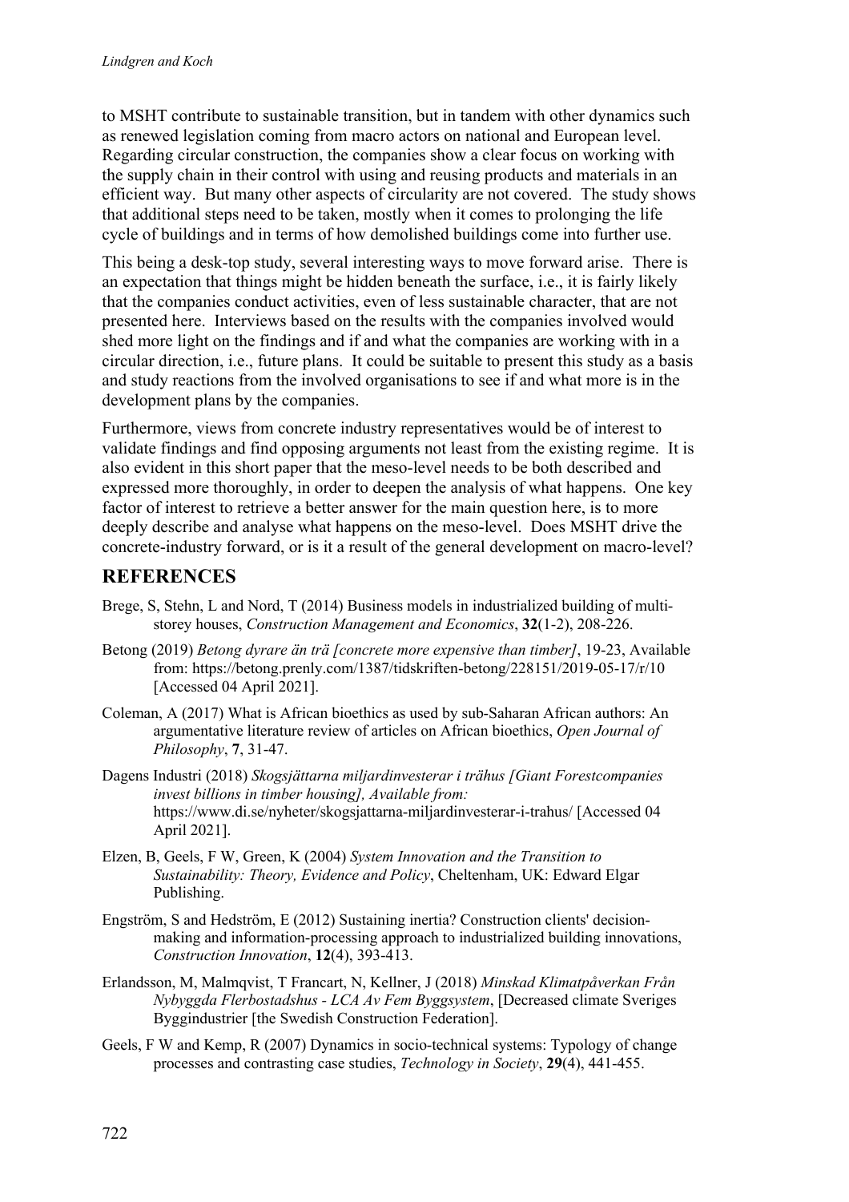to MSHT contribute to sustainable transition, but in tandem with other dynamics such as renewed legislation coming from macro actors on national and European level. Regarding circular construction, the companies show a clear focus on working with the supply chain in their control with using and reusing products and materials in an efficient way. But many other aspects of circularity are not covered. The study shows that additional steps need to be taken, mostly when it comes to prolonging the life cycle of buildings and in terms of how demolished buildings come into further use.

This being a desk-top study, several interesting ways to move forward arise. There is an expectation that things might be hidden beneath the surface, i.e., it is fairly likely that the companies conduct activities, even of less sustainable character, that are not presented here. Interviews based on the results with the companies involved would shed more light on the findings and if and what the companies are working with in a circular direction, i.e., future plans. It could be suitable to present this study as a basis and study reactions from the involved organisations to see if and what more is in the development plans by the companies.

Furthermore, views from concrete industry representatives would be of interest to validate findings and find opposing arguments not least from the existing regime. It is also evident in this short paper that the meso-level needs to be both described and expressed more thoroughly, in order to deepen the analysis of what happens. One key factor of interest to retrieve a better answer for the main question here, is to more deeply describe and analyse what happens on the meso-level. Does MSHT drive the concrete-industry forward, or is it a result of the general development on macro-level?

## REFERENCES

Brege, S, Stehn, L and Nord, T (2014) Business models in industrialized building of multi-storey houses, *Construction Management and Economics*, **32**(1-2), 208-226.

Betong (2019) *Betong dyrare än trä [concrete more expensive than timber]*, 19-23, Available from: https://betong.prenly.com/1387/tidskriften-betong/228151/2019-05-17/r/10 [Accessed 04 April 2021].

Coleman, A (2017) What is African bioethics as used by sub-Saharan African authors: An argumentative literature review of articles on African bioethics, *Open Journal of Philosophy*, **7**, 31-47.

Dagens Industri (2018) *Skogsjättarna miljardinvesterar i trähus [Giant Forestcompanies invest billions in timber housing], Available from:* https://www.di.se/nyheter/skogsjattarna-miljardinvesterar-i-trahus/ [Accessed 04 April 2021].

Elzen, B, Geels, F W, Green, K (2004) *System Innovation and the Transition to Sustainability: Theory, Evidence and Policy*, Cheltenham, UK: Edward Elgar Publishing.

Engström, S and Hedström, E (2012) Sustaining inertia? Construction clients' decision-making and information-processing approach to industrialized building innovations, *Construction Innovation*, **12**(4), 393-413.

Erlandsson, M, Malmqvist, T Francart, N, Kellner, J (2018) *Minskad Klimatpåverkan Från Nybyggda Flerbostadshus - LCA Av Fem Byggsystem*, [Decreased climate Sveriges Byggindustrier [the Swedish Construction Federation].

Geels, F W and Kemp, R (2007) Dynamics in socio-technical systems: Typology of change processes and contrasting case studies, *Technology in Society*, **29**(4), 441-455.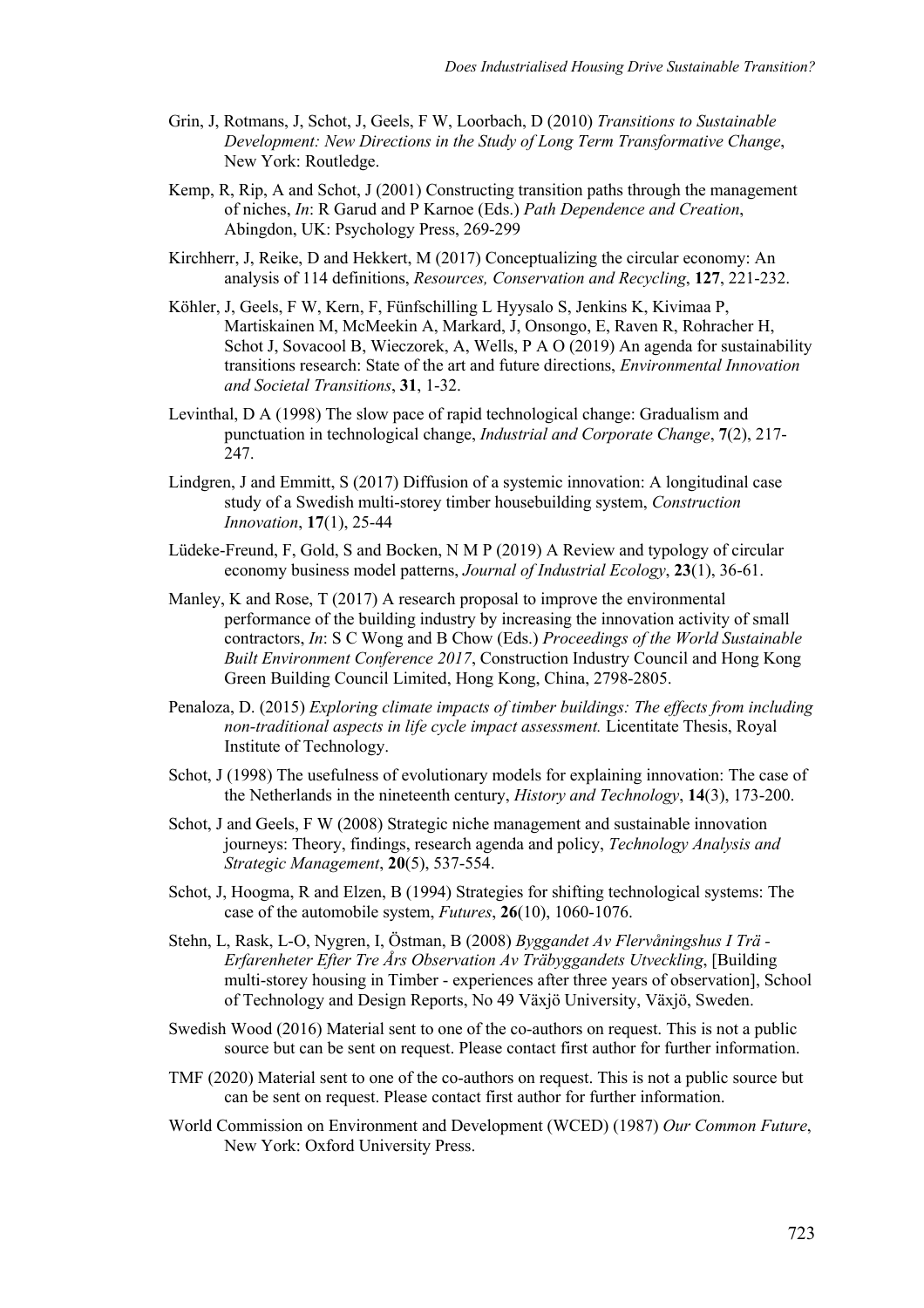Grin, J, Rotmans, J, Schot, J, Geels, F W, Loorbach, D (2010) *Transitions to Sustainable Development: New Directions in the Study of Long Term Transformative Change*, New York: Routledge.

Kemp, R, Rip, A and Schot, J (2001) Constructing transition paths through the management of niches, *In*: R Garud and P Karnoe (Eds.) *Path Dependence and Creation*, Abingdon, UK: Psychology Press, 269-299

Kirchherr, J, Reike, D and Hekkert, M (2017) Conceptualizing the circular economy: An analysis of 114 definitions, *Resources, Conservation and Recycling*, **127**, 221-232.

Köhler, J, Geels, F W, Kern, F, Fünfschilling L Hyysalo S, Jenkins K, Kivimaa P, Martiskainen M, McMeekin A, Markard, J, Onsongo, E, Raven R, Rohracher H, Schot J, Sovacool B, Wieczorek, A, Wells, P A O (2019) An agenda for sustainability transitions research: State of the art and future directions, *Environmental Innovation and Societal Transitions*, **31**, 1-32.

Levinthal, D A (1998) The slow pace of rapid technological change: Gradualism and punctuation in technological change, *Industrial and Corporate Change*, **7**(2), 217-247.

Lindgren, J and Emmitt, S (2017) Diffusion of a systemic innovation: A longitudinal case study of a Swedish multi-storey timber housebuilding system, *Construction Innovation*, **17**(1), 25-44

Lüdeke-Freund, F, Gold, S and Bocken, N M P (2019) A Review and typology of circular economy business model patterns, *Journal of Industrial Ecology*, **23**(1), 36-61.

Manley, K and Rose, T (2017) A research proposal to improve the environmental performance of the building industry by increasing the innovation activity of small contractors, *In*: S C Wong and B Chow (Eds.) *Proceedings of the World Sustainable Built Environment Conference 2017*, Construction Industry Council and Hong Kong Green Building Council Limited, Hong Kong, China, 2798-2805.

Penaloza, D. (2015) *Exploring climate impacts of timber buildings: The effects from including non-traditional aspects in life cycle impact assessment.* Licentitate Thesis, Royal Institute of Technology.

Schot, J (1998) The usefulness of evolutionary models for explaining innovation: The case of the Netherlands in the nineteenth century, *History and Technology*, **14**(3), 173-200.

Schot, J and Geels, F W (2008) Strategic niche management and sustainable innovation journeys: Theory, findings, research agenda and policy, *Technology Analysis and Strategic Management*, **20**(5), 537-554.

Schot, J, Hoogma, R and Elzen, B (1994) Strategies for shifting technological systems: The case of the automobile system, *Futures*, **26**(10), 1060-1076.

Stehn, L, Rask, L-O, Nygren, I, Östman, B (2008) *Byggandet Av Flervåningshus I Trä - Erfarenheter Efter Tre Års Observation Av Träbyggandets Utveckling*, [Building multi-storey housing in Timber - experiences after three years of observation], School of Technology and Design Reports, No 49 Växjö University, Växjö, Sweden.

Swedish Wood (2016) Material sent to one of the co-authors on request. This is not a public source but can be sent on request. Please contact first author for further information.

TMF (2020) Material sent to one of the co-authors on request. This is not a public source but can be sent on request. Please contact first author for further information.

World Commission on Environment and Development (WCED) (1987) *Our Common Future*, New York: Oxford University Press.